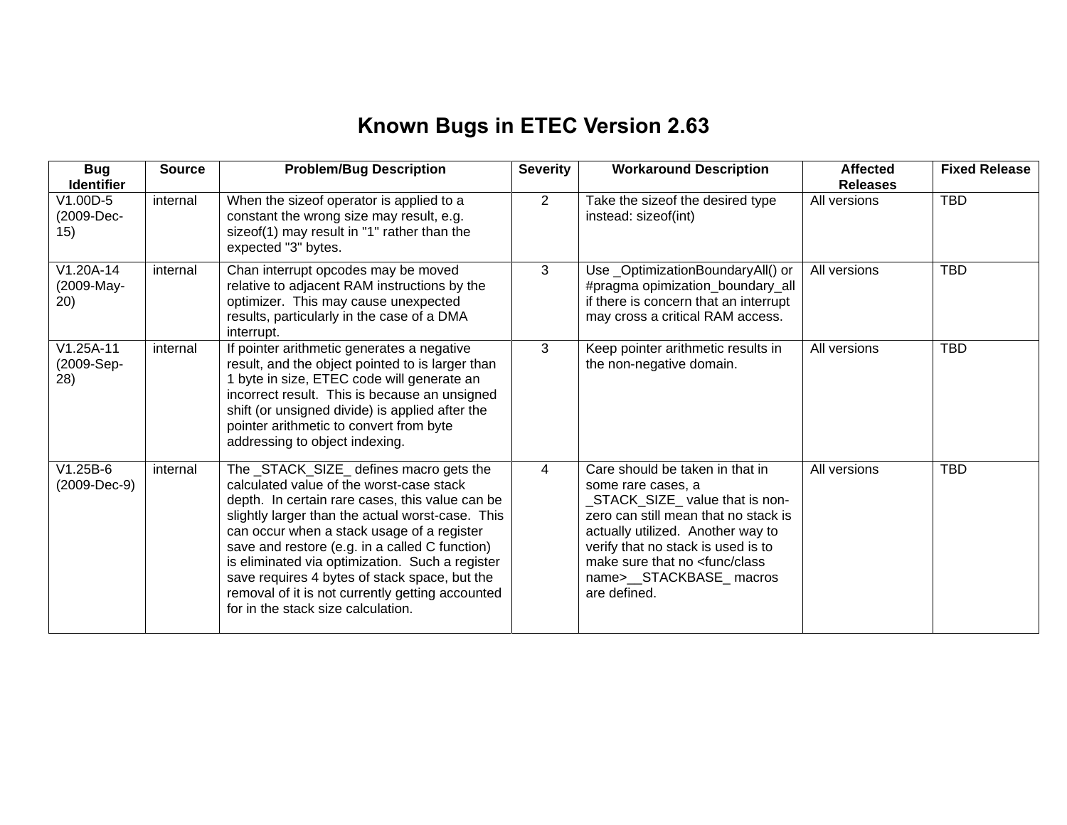# Known Bugs in ETEC Version 2.63

| Bug Identifier | Source | Problem/Bug Description | Severity | Workaround Description | Affected Releases | Fixed Release |
|---|---|---|---|---|---|---|
| V1.00D-5 (2009-Dec-15) | internal | When the sizeof operator is applied to a constant the wrong size may result, e.g. sizeof(1) may result in "1" rather than the expected "3" bytes. | 2 | Take the sizeof the desired type instead: sizeof(int) | All versions | TBD |
| V1.20A-14 (2009-May-20) | internal | Chan interrupt opcodes may be moved relative to adjacent RAM instructions by the optimizer. This may cause unexpected results, particularly in the case of a DMA interrupt. | 3 | Use _OptimizationBoundaryAll() or #pragma opimization_boundary_all if there is concern that an interrupt may cross a critical RAM access. | All versions | TBD |
| V1.25A-11 (2009-Sep-28) | internal | If pointer arithmetic generates a negative result, and the object pointed to is larger than 1 byte in size, ETEC code will generate an incorrect result. This is because an unsigned shift (or unsigned divide) is applied after the pointer arithmetic to convert from byte addressing to object indexing. | 3 | Keep pointer arithmetic results in the non-negative domain. | All versions | TBD |
| V1.25B-6 (2009-Dec-9) | internal | The _STACK_SIZE_ defines macro gets the calculated value of the worst-case stack depth. In certain rare cases, this value can be slightly larger than the actual worst-case. This can occur when a stack usage of a register save and restore (e.g. in a called C function) is eliminated via optimization. Such a register save requires 4 bytes of stack space, but the removal of it is not currently getting accounted for in the stack size calculation. | 4 | Care should be taken in that in some rare cases, a _STACK_SIZE_ value that is non-zero can still mean that no stack is actually utilized. Another way to verify that no stack is used is to make sure that no <func/class name>__STACKBASE_ macros are defined. | All versions | TBD |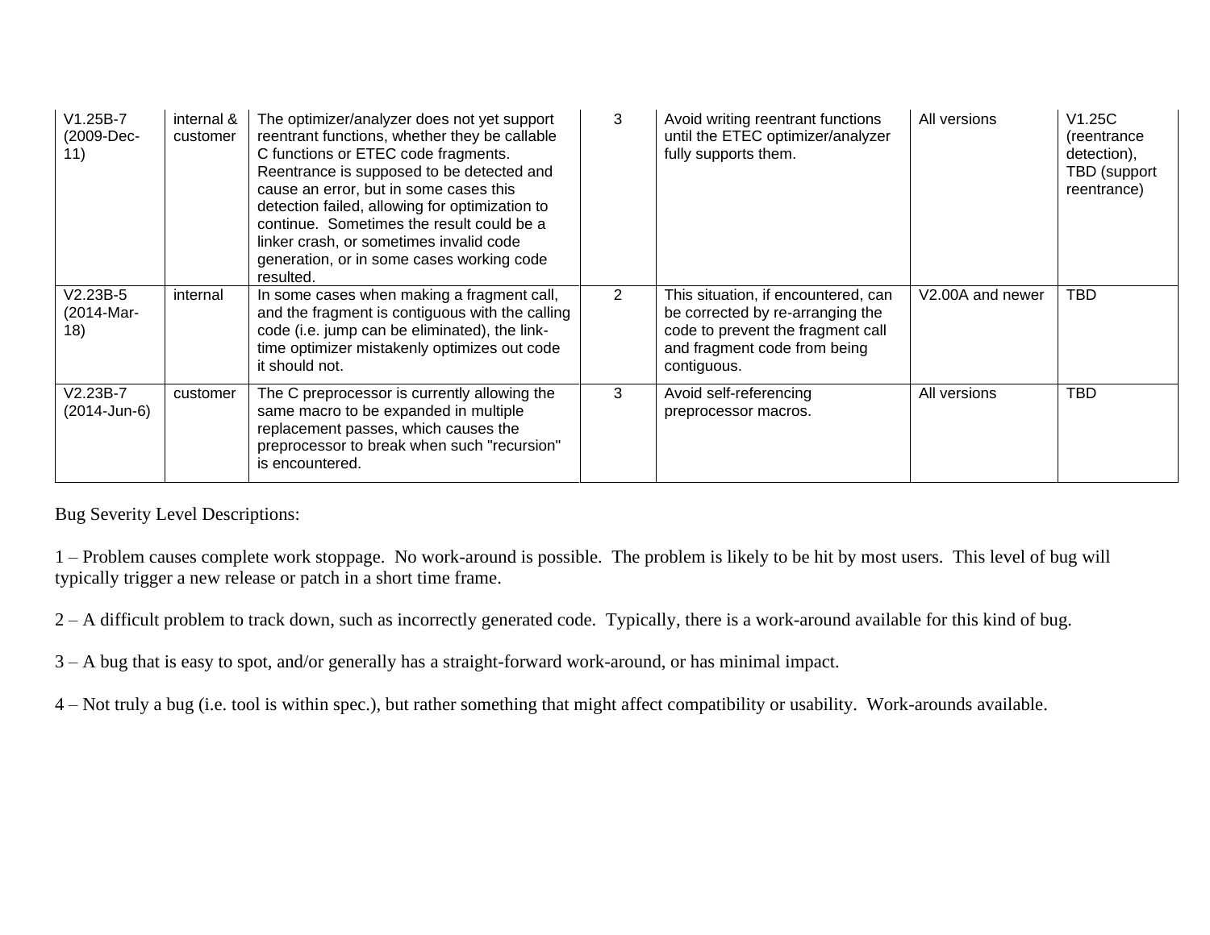| | | | | | | |
|---|---|---|---|---|---|---|
| V1.25B-7 (2009-Dec-11) | internal & customer | The optimizer/analyzer does not yet support reentrant functions, whether they be callable C functions or ETEC code fragments. Reentrance is supposed to be detected and cause an error, but in some cases this detection failed, allowing for optimization to continue. Sometimes the result could be a linker crash, or sometimes invalid code generation, or in some cases working code resulted. | 3 | Avoid writing reentrant functions until the ETEC optimizer/analyzer fully supports them. | All versions | V1.25C (reentrance detection), TBD (support reentrance) |
| V2.23B-5 (2014-Mar-18) | internal | In some cases when making a fragment call, and the fragment is contiguous with the calling code (i.e. jump can be eliminated), the link-time optimizer mistakenly optimizes out code it should not. | 2 | This situation, if encountered, can be corrected by re-arranging the code to prevent the fragment call and fragment code from being contiguous. | V2.00A and newer | TBD |
| V2.23B-7 (2014-Jun-6) | customer | The C preprocessor is currently allowing the same macro to be expanded in multiple replacement passes, which causes the preprocessor to break when such "recursion" is encountered. | 3 | Avoid self-referencing preprocessor macros. | All versions | TBD |

Bug Severity Level Descriptions:

1 – Problem causes complete work stoppage. No work-around is possible. The problem is likely to be hit by most users. This level of bug will typically trigger a new release or patch in a short time frame.

2 – A difficult problem to track down, such as incorrectly generated code. Typically, there is a work-around available for this kind of bug.

3 – A bug that is easy to spot, and/or generally has a straight-forward work-around, or has minimal impact.

4 – Not truly a bug (i.e. tool is within spec.), but rather something that might affect compatibility or usability. Work-arounds available.